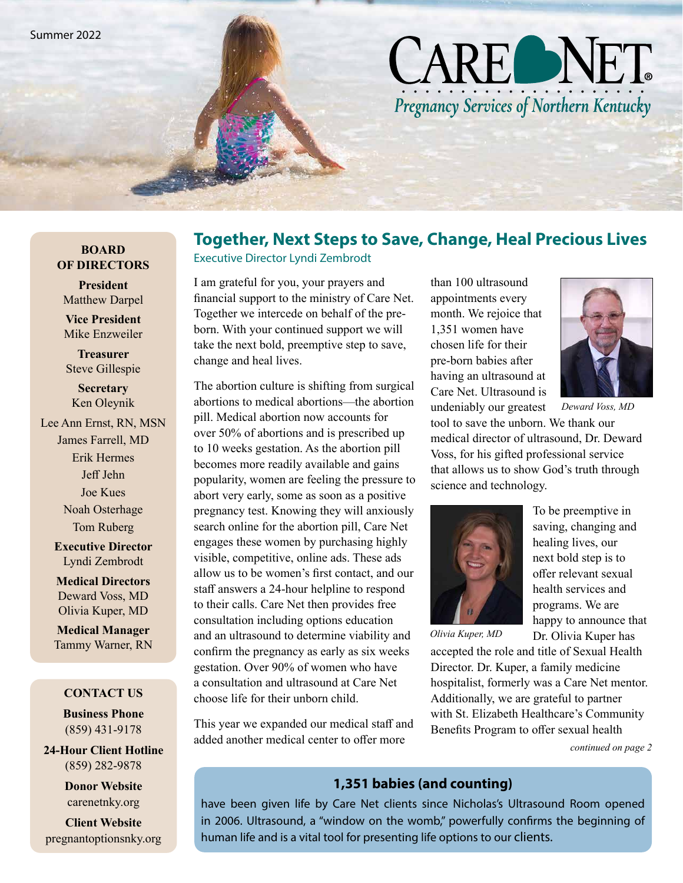Summer 2022

# CARE NET

*Pregnancy Services of Northern Kentucky*

## Together, Next Steps to Save, Change, Heal Precious Lives

Executive Director Lyndi Zembrodt

I am grateful for you, your prayers and financial support to the ministry of Care Net. Together we intercede on behalf of the pre-born. With your continued support we will take the next bold, preemptive step to save, change and heal lives.

The abortion culture is shifting from surgical abortions to medical abortions—the abortion pill. Medical abortion now accounts for over 50% of abortions and is prescribed up to 10 weeks gestation. As the abortion pill becomes more readily available and gains popularity, women are feeling the pressure to abort very early, some as soon as a positive pregnancy test. Knowing they will anxiously search online for the abortion pill, Care Net engages these women by purchasing highly visible, competitive, online ads. These ads allow us to be women's first contact, and our staff answers a 24-hour helpline to respond to their calls. Care Net then provides free consultation including options education and an ultrasound to determine viability and confirm the pregnancy as early as six weeks gestation. Over 90% of women who have a consultation and ultrasound at Care Net choose life for their unborn child.

This year we expanded our medical staff and added another medical center to offer more than 100 ultrasound appointments every month. We rejoice that 1,351 women have chosen life for their pre-born babies after having an ultrasound at Care Net. Ultrasound is undeniably our greatest tool to save the unborn. We thank our medical director of ultrasound, Dr. Deward Voss, for his gifted professional service that allows us to show God's truth through science and technology.

*Deward Voss, MD*

To be preemptive in saving, changing and healing lives, our next bold step is to offer relevant sexual health services and programs. We are happy to announce that Dr. Olivia Kuper has accepted the role and title of Sexual Health Director. Dr. Kuper, a family medicine hospitalist, formerly was a Care Net mentor. Additionally, we are grateful to partner with St. Elizabeth Healthcare's Community Benefits Program to offer sexual health

*Olivia Kuper, MD*

*continued on page 2*

### 1,351 babies (and counting)

have been given life by Care Net clients since Nicholas's Ultrasound Room opened in 2006. Ultrasound, a "window on the womb," powerfully confirms the beginning of human life and is a vital tool for presenting life options to our clients.

---

**BOARD OF DIRECTORS**

**President**
Matthew Darpel

**Vice President**
Mike Enzweiler

**Treasurer**
Steve Gillespie

**Secretary**
Ken Oleynik

Lee Ann Ernst, RN, MSN
James Farrell, MD
Erik Hermes
Jeff Jehn
Joe Kues
Noah Osterhage
Tom Ruberg

**Executive Director**
Lyndi Zembrodt

**Medical Directors**
Deward Voss, MD
Olivia Kuper, MD

**Medical Manager**
Tammy Warner, RN

**CONTACT US**

**Business Phone**
(859) 431-9178

**24-Hour Client Hotline**
(859) 282-9878

**Donor Website**
carenetnky.org

**Client Website**
pregnantoptionsnky.org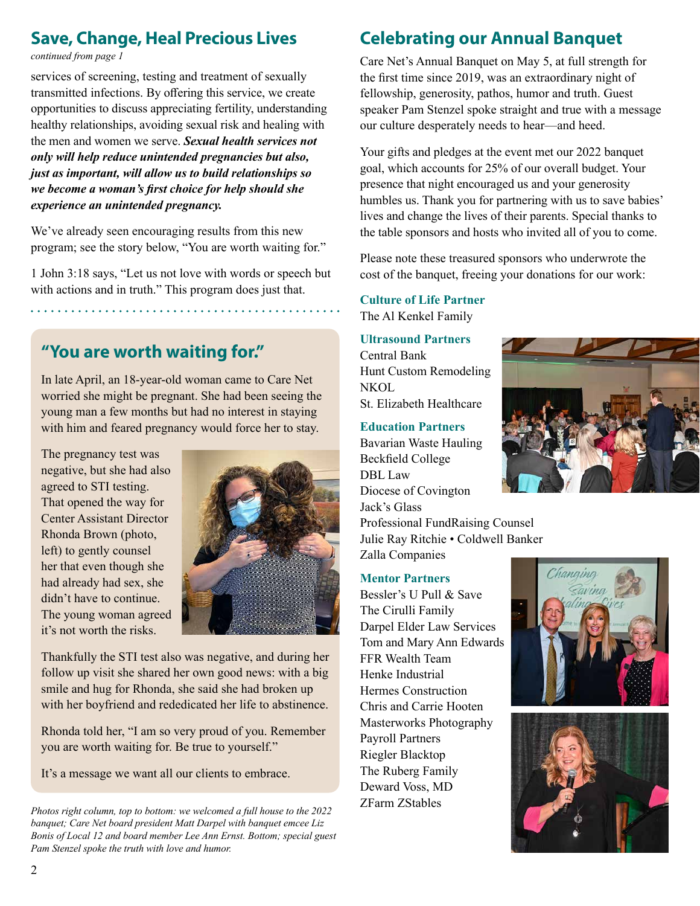## Save, Change, Heal Precious Lives

*continued from page 1*

services of screening, testing and treatment of sexually transmitted infections. By offering this service, we create opportunities to discuss appreciating fertility, understanding healthy relationships, avoiding sexual risk and healing with the men and women we serve. ***Sexual health services not only will help reduce unintended pregnancies but also, just as important, will allow us to build relationships so we become a woman's first choice for help should she experience an unintended pregnancy.***

We've already seen encouraging results from this new program; see the story below, "You are worth waiting for."

1 John 3:18 says, "Let us not love with words or speech but with actions and in truth." This program does just that.

## "You are worth waiting for."

In late April, an 18-year-old woman came to Care Net worried she might be pregnant. She had been seeing the young man a few months but had no interest in staying with him and feared pregnancy would force her to stay.

The pregnancy test was negative, but she had also agreed to STI testing. That opened the way for Center Assistant Director Rhonda Brown (photo, left) to gently counsel her that even though she had already had sex, she didn't have to continue. The young woman agreed it's not worth the risks.

Thankfully the STI test also was negative, and during her follow up visit she shared her own good news: with a big smile and hug for Rhonda, she said she had broken up with her boyfriend and rededicated her life to abstinence.

Rhonda told her, "I am so very proud of you. Remember you are worth waiting for. Be true to yourself."

It's a message we want all our clients to embrace.

*Photos right column, top to bottom: we welcomed a full house to the 2022 banquet; Care Net board president Matt Darpel with banquet emcee Liz Bonis of Local 12 and board member Lee Ann Ernst. Bottom; special guest Pam Stenzel spoke the truth with love and humor.*

## Celebrating our Annual Banquet

Care Net's Annual Banquet on May 5, at full strength for the first time since 2019, was an extraordinary night of fellowship, generosity, pathos, humor and truth. Guest speaker Pam Stenzel spoke straight and true with a message our culture desperately needs to hear—and heed.

Your gifts and pledges at the event met our 2022 banquet goal, which accounts for 25% of our overall budget. Your presence that night encouraged us and your generosity humbles us. Thank you for partnering with us to save babies' lives and change the lives of their parents. Special thanks to the table sponsors and hosts who invited all of you to come.

Please note these treasured sponsors who underwrote the cost of the banquet, freeing your donations for our work:

**Culture of Life Partner**

The Al Kenkel Family

**Ultrasound Partners**

Central Bank
Hunt Custom Remodeling
NKOL
St. Elizabeth Healthcare

**Education Partners**

Bavarian Waste Hauling
Beckfield College
DBL Law
Diocese of Covington
Jack's Glass
Professional FundRaising Counsel
Julie Ray Ritchie • Coldwell Banker
Zalla Companies

**Mentor Partners**

Bessler's U Pull & Save
The Cirulli Family
Darpel Elder Law Services
Tom and Mary Ann Edwards
FFR Wealth Team
Henke Industrial
Hermes Construction
Chris and Carrie Hooten
Masterworks Photography
Payroll Partners
Riegler Blacktop
The Ruberg Family
Deward Voss, MD
ZFarm ZStables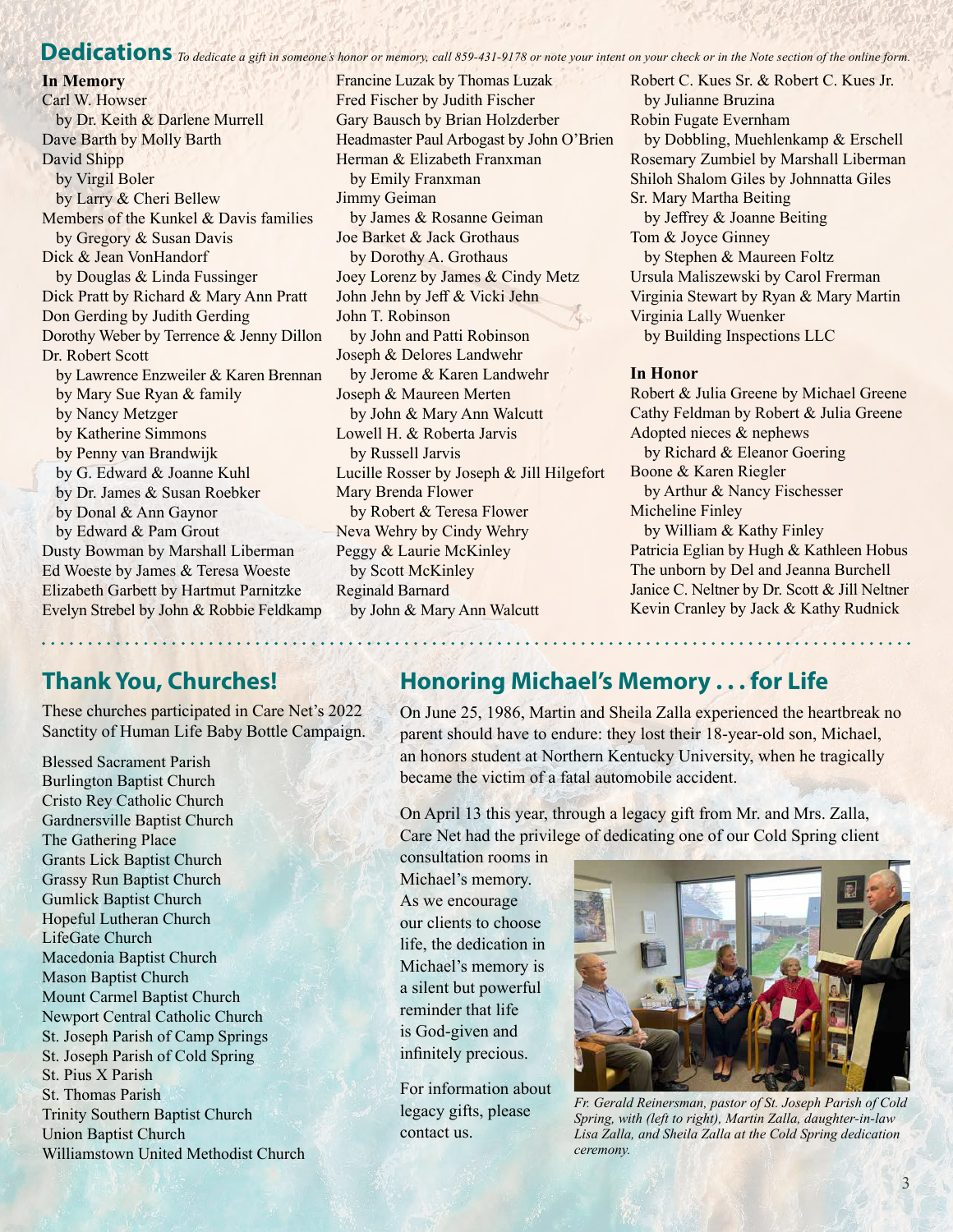## Dedications

*To dedicate a gift in someone's honor or memory, call 859-431-9178 or note your intent on your check or in the Note section of the online form.*

**In Memory**

Carl W. Howser
by Dr. Keith & Darlene Murrell
Dave Barth by Molly Barth
David Shipp
by Virgil Boler
by Larry & Cheri Bellew
Members of the Kunkel & Davis families
by Gregory & Susan Davis
Dick & Jean VonHandorf
by Douglas & Linda Fussinger
Dick Pratt by Richard & Mary Ann Pratt
Don Gerding by Judith Gerding
Dorothy Weber by Terrence & Jenny Dillon
Dr. Robert Scott
by Lawrence Enzweiler & Karen Brennan
by Mary Sue Ryan & family
by Nancy Metzger
by Katherine Simmons
by Penny van Brandwijk
by G. Edward & Joanne Kuhl
by Dr. James & Susan Roebker
by Donal & Ann Gaynor
by Edward & Pam Grout
Dusty Bowman by Marshall Liberman
Ed Woeste by James & Teresa Woeste
Elizabeth Garbett by Hartmut Parnitzke
Evelyn Strebel by John & Robbie Feldkamp
Francine Luzak by Thomas Luzak
Fred Fischer by Judith Fischer
Gary Bausch by Brian Holzderber
Headmaster Paul Arbogast by John O'Brien
Herman & Elizabeth Franxman
by Emily Franxman
Jimmy Geiman
by James & Rosanne Geiman
Joe Barket & Jack Grothaus
by Dorothy A. Grothaus
Joey Lorenz by James & Cindy Metz
John Jehn by Jeff & Vicki Jehn
John T. Robinson
by John and Patti Robinson
Joseph & Delores Landwehr
by Jerome & Karen Landwehr
Joseph & Maureen Merten
by John & Mary Ann Walcutt
Lowell H. & Roberta Jarvis
by Russell Jarvis
Lucille Rosser by Joseph & Jill Hilgefort
Mary Brenda Flower
by Robert & Teresa Flower
Neva Wehry by Cindy Wehry
Peggy & Laurie McKinley
by Scott McKinley
Reginald Barnard
by John & Mary Ann Walcutt
Robert C. Kues Sr. & Robert C. Kues Jr.
by Julianne Bruzina
Robin Fugate Evernham
by Dobbling, Muehlenkamp & Erschell
Rosemary Zumbiel by Marshall Liberman
Shiloh Shalom Giles by Johnnatta Giles
Sr. Mary Martha Beiting
by Jeffrey & Joanne Beiting
Tom & Joyce Ginney
by Stephen & Maureen Foltz
Ursula Maliszewski by Carol Frerman
Virginia Stewart by Ryan & Mary Martin
Virginia Lally Wuenker
by Building Inspections LLC

**In Honor**

Robert & Julia Greene by Michael Greene
Cathy Feldman by Robert & Julia Greene
Adopted nieces & nephews
by Richard & Eleanor Goering
Boone & Karen Riegler
by Arthur & Nancy Fischesser
Micheline Finley
by William & Kathy Finley
Patricia Eglian by Hugh & Kathleen Hobus
The unborn by Del and Jeanna Burchell
Janice C. Neltner by Dr. Scott & Jill Neltner
Kevin Cranley by Jack & Kathy Rudnick

## Thank You, Churches!

These churches participated in Care Net's 2022 Sanctity of Human Life Baby Bottle Campaign.

Blessed Sacrament Parish
Burlington Baptist Church
Cristo Rey Catholic Church
Gardnersville Baptist Church
The Gathering Place
Grants Lick Baptist Church
Grassy Run Baptist Church
Gumlick Baptist Church
Hopeful Lutheran Church
LifeGate Church
Macedonia Baptist Church
Mason Baptist Church
Mount Carmel Baptist Church
Newport Central Catholic Church
St. Joseph Parish of Camp Springs
St. Joseph Parish of Cold Spring
St. Pius X Parish
St. Thomas Parish
Trinity Southern Baptist Church
Union Baptist Church
Williamstown United Methodist Church

## Honoring Michael's Memory . . . for Life

On June 25, 1986, Martin and Sheila Zalla experienced the heartbreak no parent should have to endure: they lost their 18-year-old son, Michael, an honors student at Northern Kentucky University, when he tragically became the victim of a fatal automobile accident.

On April 13 this year, through a legacy gift from Mr. and Mrs. Zalla, Care Net had the privilege of dedicating one of our Cold Spring client consultation rooms in Michael's memory. As we encourage our clients to choose life, the dedication in Michael's memory is a silent but powerful reminder that life is God-given and infinitely precious.

For information about legacy gifts, please contact us.

*Fr. Gerald Reinersman, pastor of St. Joseph Parish of Cold Spring, with (left to right), Martin Zalla, daughter-in-law Lisa Zalla, and Sheila Zalla at the Cold Spring dedication ceremony.*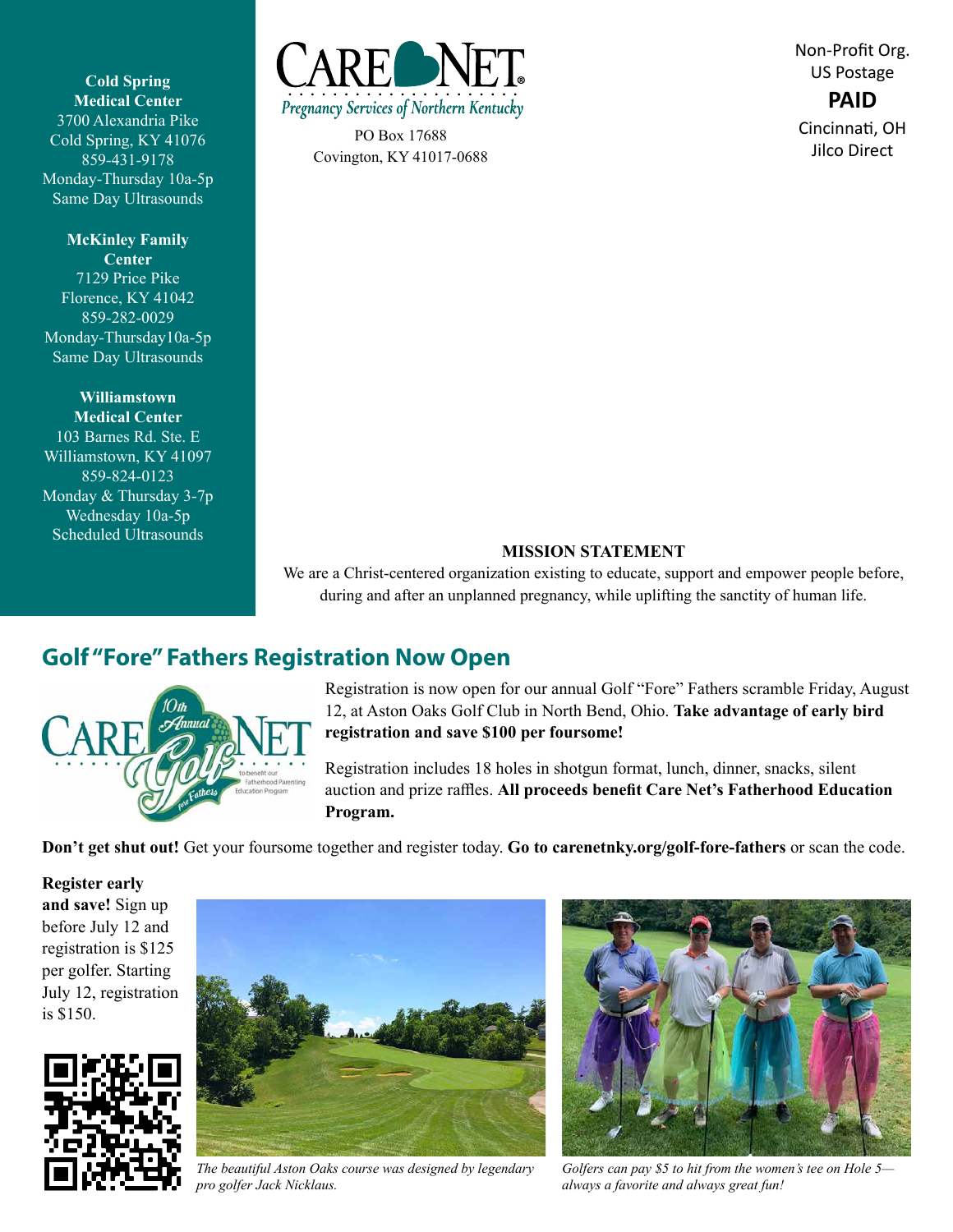**Cold Spring Medical Center**
3700 Alexandria Pike
Cold Spring, KY 41076
859-431-9178
Monday-Thursday 10a-5p
Same Day Ultrasounds

**McKinley Family Center**
7129 Price Pike
Florence, KY 41042
859-282-0029
Monday-Thursday10a-5p
Same Day Ultrasounds

**Williamstown Medical Center**
103 Barnes Rd. Ste. E
Williamstown, KY 41097
859-824-0123
Monday & Thursday 3-7p
Wednesday 10a-5p
Scheduled Ultrasounds

CARE NET®
Pregnancy Services of Northern Kentucky

PO Box 17688
Covington, KY 41017-0688

Non-Profit Org.
US Postage
**PAID**
Cincinnati, OH
Jilco Direct

**MISSION STATEMENT**

We are a Christ-centered organization existing to educate, support and empower people before, during and after an unplanned pregnancy, while uplifting the sanctity of human life.

## Golf "Fore" Fathers Registration Now Open

10th Annual CARE NET Golf "fore" Fathers – to benefit our Fatherhood Parenting Education Program

Registration is now open for our annual Golf "Fore" Fathers scramble Friday, August 12, at Aston Oaks Golf Club in North Bend, Ohio. **Take advantage of early bird registration and save $100 per foursome!**

Registration includes 18 holes in shotgun format, lunch, dinner, snacks, silent auction and prize raffles. **All proceeds benefit Care Net's Fatherhood Education Program.**

**Don't get shut out!** Get your foursome together and register today. **Go to carenetnky.org/golf-fore-fathers** or scan the code.

**Register early and save!** Sign up before July 12 and registration is $125 per golfer. Starting July 12, registration is $150.

*The beautiful Aston Oaks course was designed by legendary pro golfer Jack Nicklaus.*

*Golfers can pay $5 to hit from the women's tee on Hole 5—always a favorite and always great fun!*